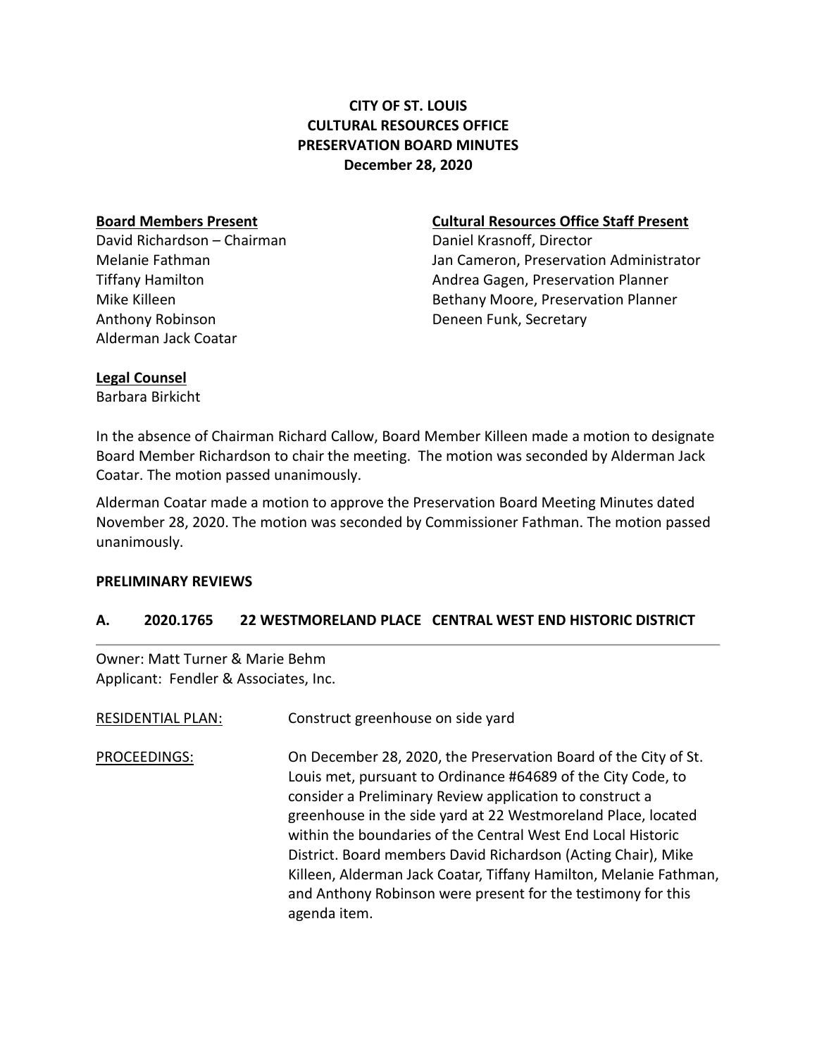# CITY OF ST. LOUIS
# CULTURAL RESOURCES OFFICE
# PRESERVATION BOARD MINUTES
**December 28, 2020**

**Board Members Present**
David Richardson – Chairman
Melanie Fathman
Tiffany Hamilton
Mike Killeen
Anthony Robinson
Alderman Jack Coatar

**Cultural Resources Office Staff Present**
Daniel Krasnoff, Director
Jan Cameron, Preservation Administrator
Andrea Gagen, Preservation Planner
Bethany Moore, Preservation Planner
Deneen Funk, Secretary

**Legal Counsel**
Barbara Birkicht

In the absence of Chairman Richard Callow, Board Member Killeen made a motion to designate Board Member Richardson to chair the meeting. The motion was seconded by Alderman Jack Coatar. The motion passed unanimously.

Alderman Coatar made a motion to approve the Preservation Board Meeting Minutes dated November 28, 2020. The motion was seconded by Commissioner Fathman. The motion passed unanimously.

**PRELIMINARY REVIEWS**

## A. 2020.1765 22 WESTMORELAND PLACE CENTRAL WEST END HISTORIC DISTRICT

Owner: Matt Turner & Marie Behm
Applicant: Fendler & Associates, Inc.

RESIDENTIAL PLAN: Construct greenhouse on side yard

PROCEEDINGS: On December 28, 2020, the Preservation Board of the City of St. Louis met, pursuant to Ordinance #64689 of the City Code, to consider a Preliminary Review application to construct a greenhouse in the side yard at 22 Westmoreland Place, located within the boundaries of the Central West End Local Historic District. Board members David Richardson (Acting Chair), Mike Killeen, Alderman Jack Coatar, Tiffany Hamilton, Melanie Fathman, and Anthony Robinson were present for the testimony for this agenda item.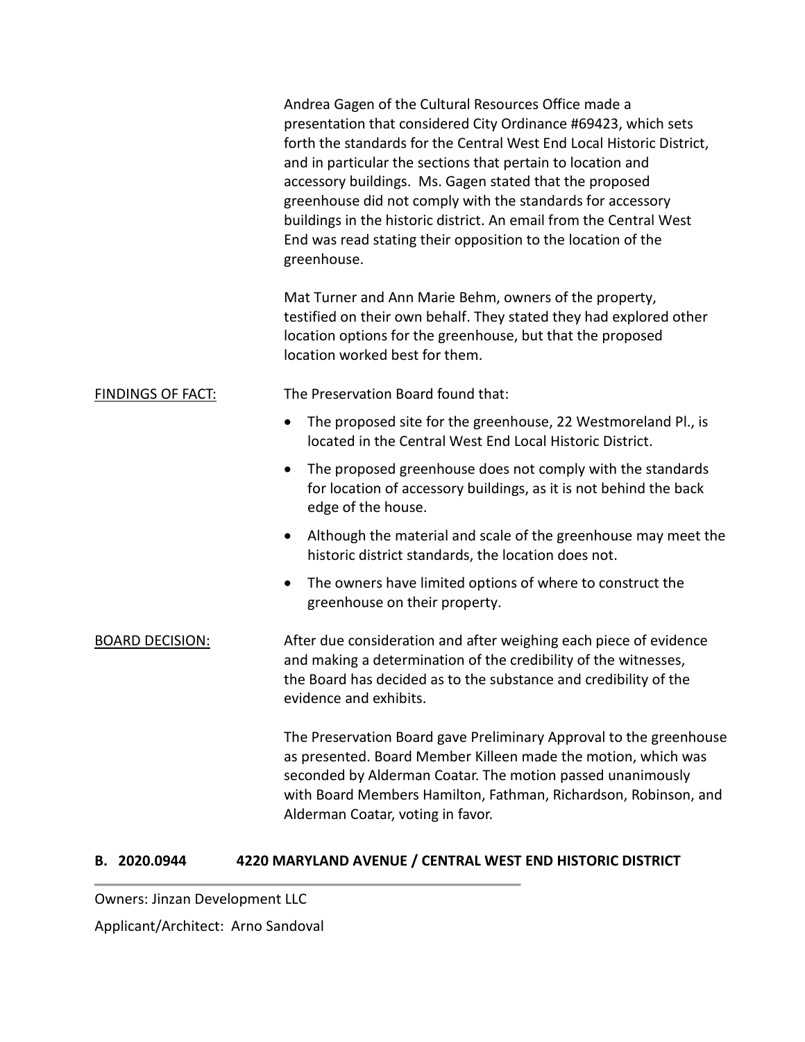Andrea Gagen of the Cultural Resources Office made a presentation that considered City Ordinance #69423, which sets forth the standards for the Central West End Local Historic District, and in particular the sections that pertain to location and accessory buildings. Ms. Gagen stated that the proposed greenhouse did not comply with the standards for accessory buildings in the historic district. An email from the Central West End was read stating their opposition to the location of the greenhouse.

Mat Turner and Ann Marie Behm, owners of the property, testified on their own behalf. They stated they had explored other location options for the greenhouse, but that the proposed location worked best for them.

FINDINGS OF FACT: The Preservation Board found that:

- The proposed site for the greenhouse, 22 Westmoreland Pl., is located in the Central West End Local Historic District.
- The proposed greenhouse does not comply with the standards for location of accessory buildings, as it is not behind the back edge of the house.
- Although the material and scale of the greenhouse may meet the historic district standards, the location does not.
- The owners have limited options of where to construct the greenhouse on their property.

BOARD DECISION: After due consideration and after weighing each piece of evidence and making a determination of the credibility of the witnesses, the Board has decided as to the substance and credibility of the evidence and exhibits.

The Preservation Board gave Preliminary Approval to the greenhouse as presented. Board Member Killeen made the motion, which was seconded by Alderman Coatar. The motion passed unanimously with Board Members Hamilton, Fathman, Richardson, Robinson, and Alderman Coatar, voting in favor.

**B. 2020.0944 4220 MARYLAND AVENUE / CENTRAL WEST END HISTORIC DISTRICT**

Owners: Jinzan Development LLC

Applicant/Architect: Arno Sandoval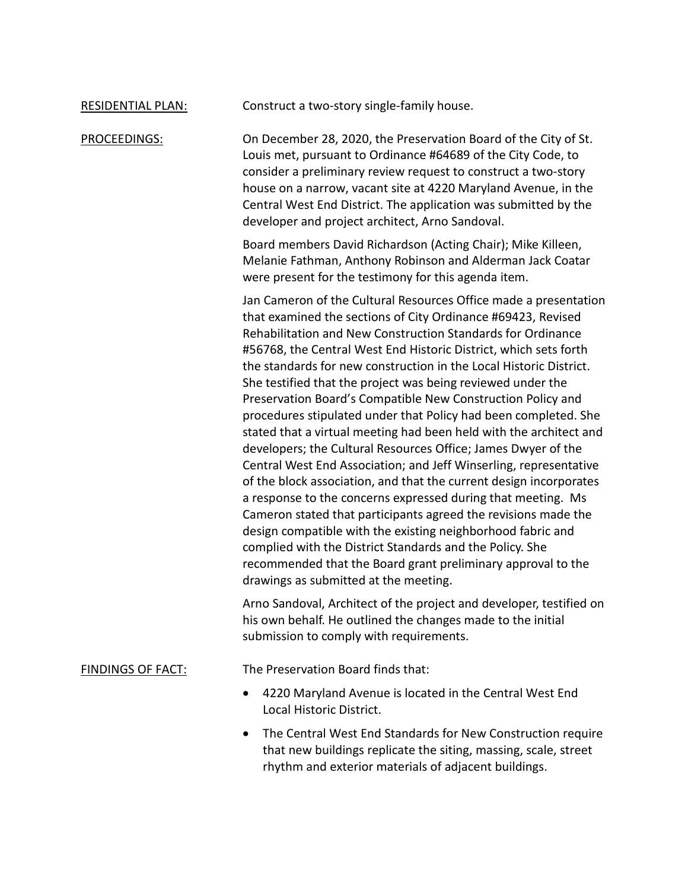RESIDENTIAL PLAN: Construct a two-story single-family house.

PROCEEDINGS: On December 28, 2020, the Preservation Board of the City of St. Louis met, pursuant to Ordinance #64689 of the City Code, to consider a preliminary review request to construct a two-story house on a narrow, vacant site at 4220 Maryland Avenue, in the Central West End District. The application was submitted by the developer and project architect, Arno Sandoval.

Board members David Richardson (Acting Chair); Mike Killeen, Melanie Fathman, Anthony Robinson and Alderman Jack Coatar were present for the testimony for this agenda item.

Jan Cameron of the Cultural Resources Office made a presentation that examined the sections of City Ordinance #69423, Revised Rehabilitation and New Construction Standards for Ordinance #56768, the Central West End Historic District, which sets forth the standards for new construction in the Local Historic District. She testified that the project was being reviewed under the Preservation Board's Compatible New Construction Policy and procedures stipulated under that Policy had been completed. She stated that a virtual meeting had been held with the architect and developers; the Cultural Resources Office; James Dwyer of the Central West End Association; and Jeff Winserling, representative of the block association, and that the current design incorporates a response to the concerns expressed during that meeting. Ms Cameron stated that participants agreed the revisions made the design compatible with the existing neighborhood fabric and complied with the District Standards and the Policy. She recommended that the Board grant preliminary approval to the drawings as submitted at the meeting.

Arno Sandoval, Architect of the project and developer, testified on his own behalf. He outlined the changes made to the initial submission to comply with requirements.

FINDINGS OF FACT: The Preservation Board finds that:

- 4220 Maryland Avenue is located in the Central West End Local Historic District.
- The Central West End Standards for New Construction require that new buildings replicate the siting, massing, scale, street rhythm and exterior materials of adjacent buildings.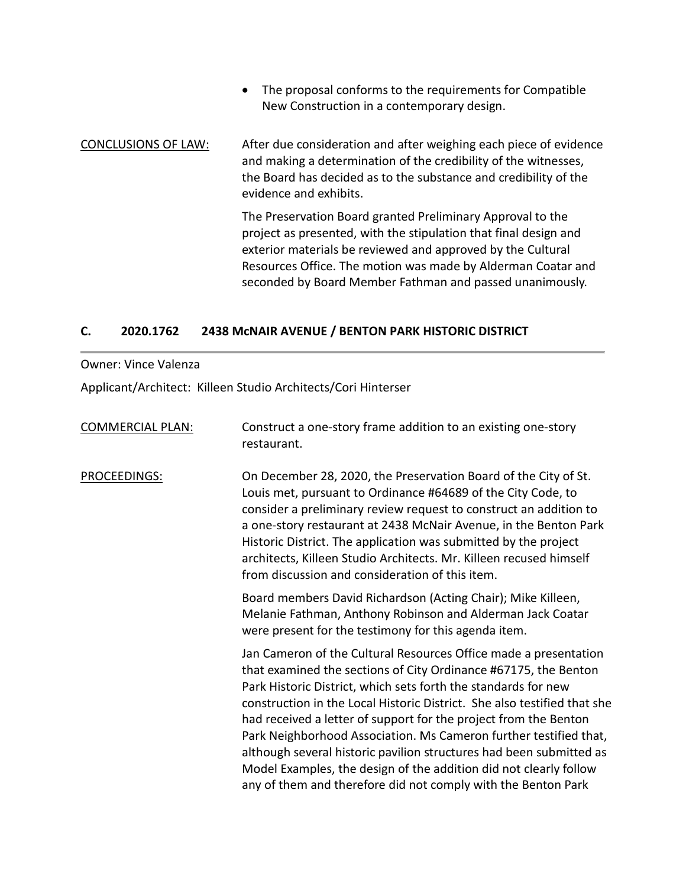- The proposal conforms to the requirements for Compatible New Construction in a contemporary design.

CONCLUSIONS OF LAW: After due consideration and after weighing each piece of evidence and making a determination of the credibility of the witnesses, the Board has decided as to the substance and credibility of the evidence and exhibits.

The Preservation Board granted Preliminary Approval to the project as presented, with the stipulation that final design and exterior materials be reviewed and approved by the Cultural Resources Office. The motion was made by Alderman Coatar and seconded by Board Member Fathman and passed unanimously.

### C. 2020.1762 2438 McNAIR AVENUE / BENTON PARK HISTORIC DISTRICT

Owner: Vince Valenza

Applicant/Architect: Killeen Studio Architects/Cori Hinterser

COMMERCIAL PLAN: Construct a one-story frame addition to an existing one-story restaurant.

PROCEEDINGS: On December 28, 2020, the Preservation Board of the City of St. Louis met, pursuant to Ordinance #64689 of the City Code, to consider a preliminary review request to construct an addition to a one-story restaurant at 2438 McNair Avenue, in the Benton Park Historic District. The application was submitted by the project architects, Killeen Studio Architects. Mr. Killeen recused himself from discussion and consideration of this item.

Board members David Richardson (Acting Chair); Mike Killeen, Melanie Fathman, Anthony Robinson and Alderman Jack Coatar were present for the testimony for this agenda item.

Jan Cameron of the Cultural Resources Office made a presentation that examined the sections of City Ordinance #67175, the Benton Park Historic District, which sets forth the standards for new construction in the Local Historic District. She also testified that she had received a letter of support for the project from the Benton Park Neighborhood Association. Ms Cameron further testified that, although several historic pavilion structures had been submitted as Model Examples, the design of the addition did not clearly follow any of them and therefore did not comply with the Benton Park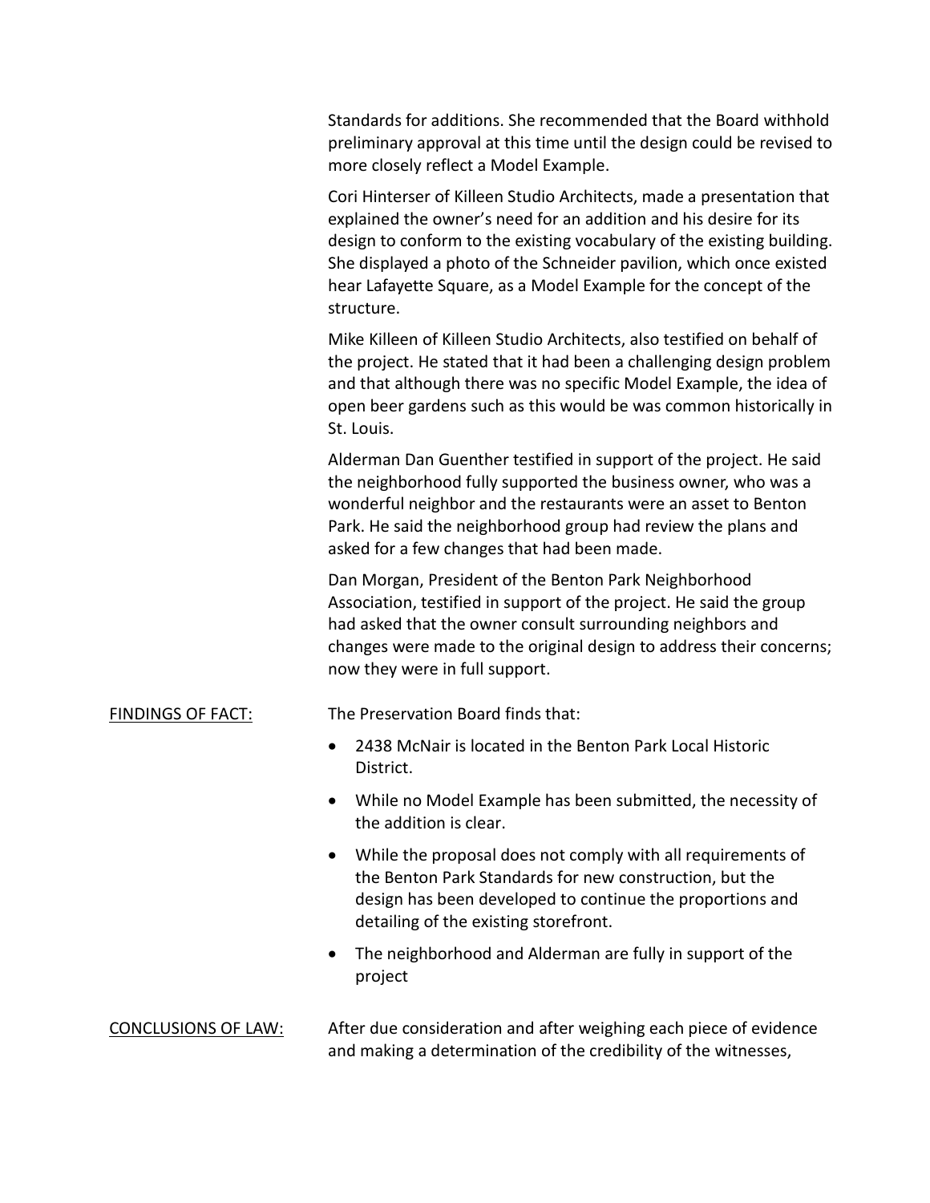Standards for additions. She recommended that the Board withhold preliminary approval at this time until the design could be revised to more closely reflect a Model Example.

Cori Hinterser of Killeen Studio Architects, made a presentation that explained the owner's need for an addition and his desire for its design to conform to the existing vocabulary of the existing building. She displayed a photo of the Schneider pavilion, which once existed hear Lafayette Square, as a Model Example for the concept of the structure.

Mike Killeen of Killeen Studio Architects, also testified on behalf of the project. He stated that it had been a challenging design problem and that although there was no specific Model Example, the idea of open beer gardens such as this would be was common historically in St. Louis.

Alderman Dan Guenther testified in support of the project. He said the neighborhood fully supported the business owner, who was a wonderful neighbor and the restaurants were an asset to Benton Park. He said the neighborhood group had review the plans and asked for a few changes that had been made.

Dan Morgan, President of the Benton Park Neighborhood Association, testified in support of the project. He said the group had asked that the owner consult surrounding neighbors and changes were made to the original design to address their concerns; now they were in full support.

<u>FINDINGS OF FACT:</u> The Preservation Board finds that:

- 2438 McNair is located in the Benton Park Local Historic District.
- While no Model Example has been submitted, the necessity of the addition is clear.
- While the proposal does not comply with all requirements of the Benton Park Standards for new construction, but the design has been developed to continue the proportions and detailing of the existing storefront.
- The neighborhood and Alderman are fully in support of the project

<u>CONCLUSIONS OF LAW:</u> After due consideration and after weighing each piece of evidence and making a determination of the credibility of the witnesses,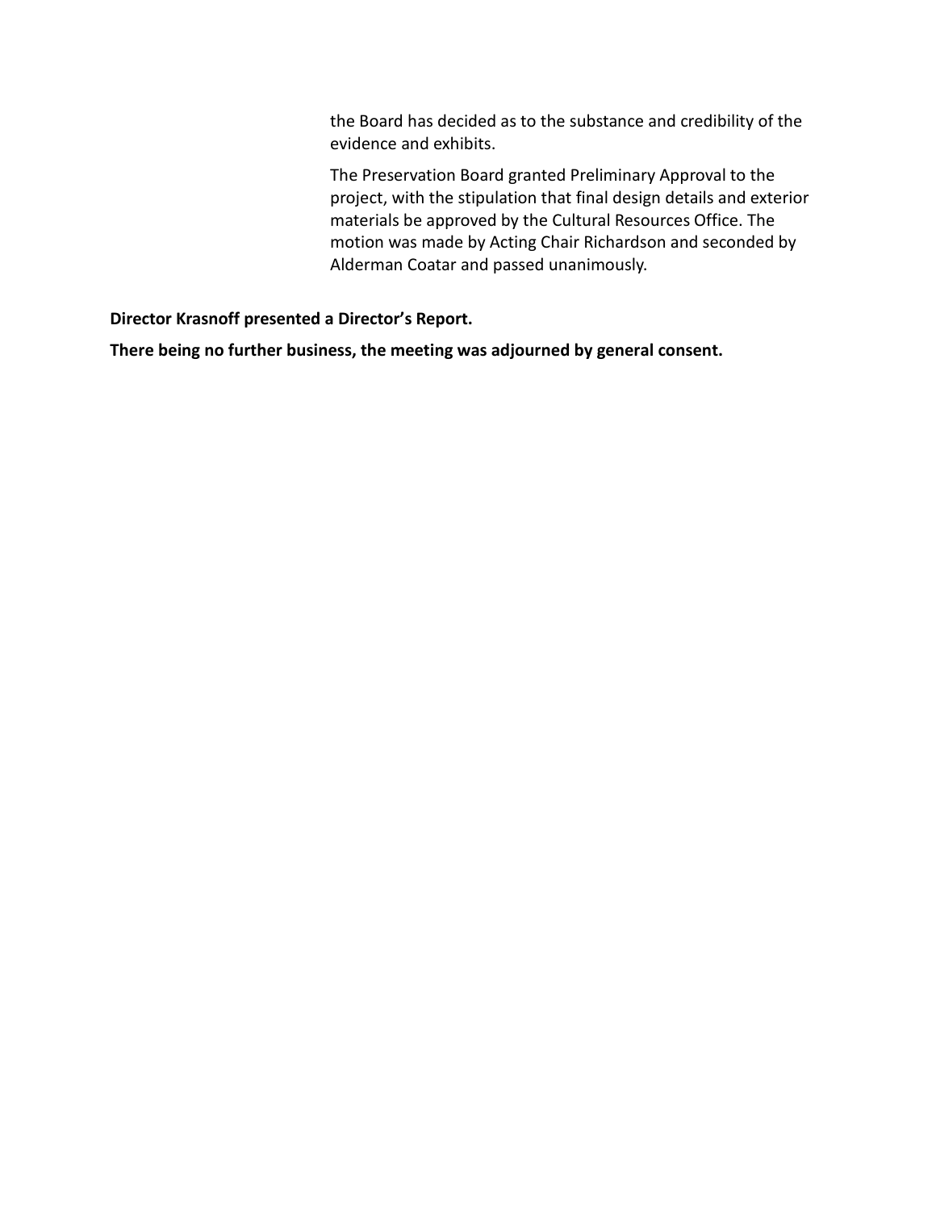the Board has decided as to the substance and credibility of the evidence and exhibits.

The Preservation Board granted Preliminary Approval to the project, with the stipulation that final design details and exterior materials be approved by the Cultural Resources Office. The motion was made by Acting Chair Richardson and seconded by Alderman Coatar and passed unanimously.

**Director Krasnoff presented a Director's Report.**

**There being no further business, the meeting was adjourned by general consent.**